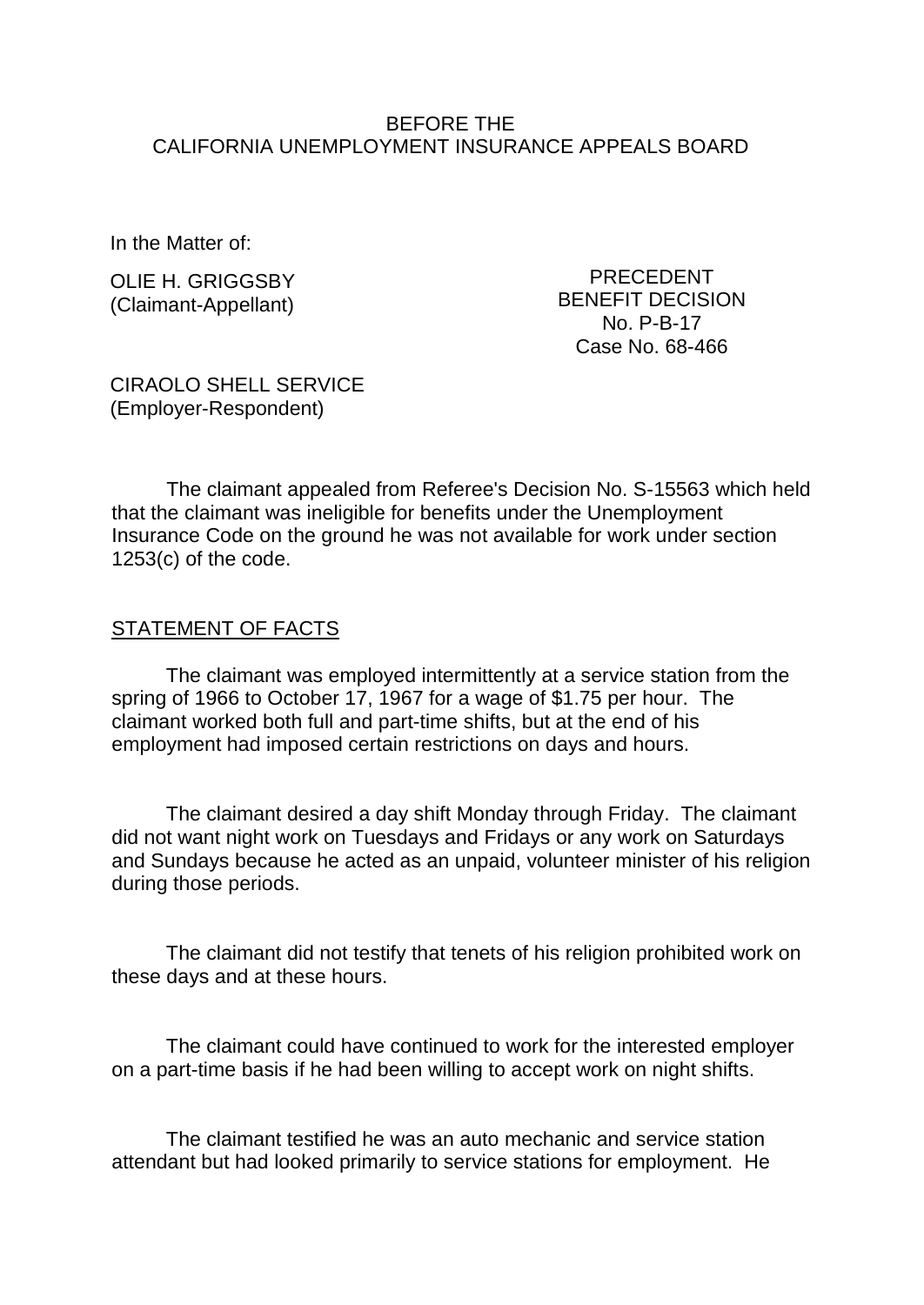BEFORE THE
CALIFORNIA UNEMPLOYMENT INSURANCE APPEALS BOARD

In the Matter of:

OLIE H. GRIGGSBY
(Claimant-Appellant)

PRECEDENT
BENEFIT DECISION
No. P-B-17
Case No. 68-466

CIRAOLO SHELL SERVICE
(Employer-Respondent)

The claimant appealed from Referee's Decision No. S-15563 which held that the claimant was ineligible for benefits under the Unemployment Insurance Code on the ground he was not available for work under section 1253(c) of the code.

STATEMENT OF FACTS

The claimant was employed intermittently at a service station from the spring of 1966 to October 17, 1967 for a wage of $1.75 per hour. The claimant worked both full and part-time shifts, but at the end of his employment had imposed certain restrictions on days and hours.

The claimant desired a day shift Monday through Friday. The claimant did not want night work on Tuesdays and Fridays or any work on Saturdays and Sundays because he acted as an unpaid, volunteer minister of his religion during those periods.

The claimant did not testify that tenets of his religion prohibited work on these days and at these hours.

The claimant could have continued to work for the interested employer on a part-time basis if he had been willing to accept work on night shifts.

The claimant testified he was an auto mechanic and service station attendant but had looked primarily to service stations for employment. He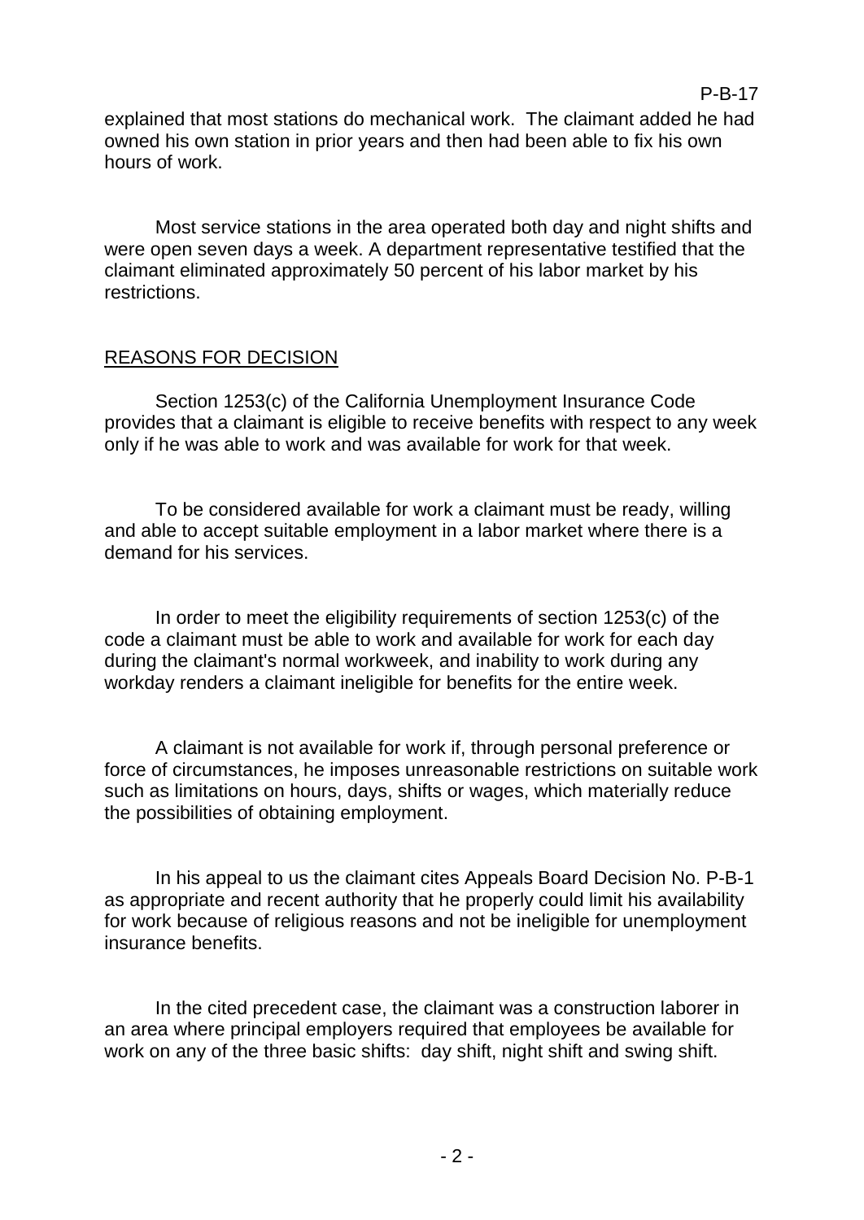explained that most stations do mechanical work. The claimant added he had owned his own station in prior years and then had been able to fix his own hours of work.

Most service stations in the area operated both day and night shifts and were open seven days a week. A department representative testified that the claimant eliminated approximately 50 percent of his labor market by his restrictions.

## REASONS FOR DECISION

Section 1253(c) of the California Unemployment Insurance Code provides that a claimant is eligible to receive benefits with respect to any week only if he was able to work and was available for work for that week.

To be considered available for work a claimant must be ready, willing and able to accept suitable employment in a labor market where there is a demand for his services.

In order to meet the eligibility requirements of section 1253(c) of the code a claimant must be able to work and available for work for each day during the claimant's normal workweek, and inability to work during any workday renders a claimant ineligible for benefits for the entire week.

A claimant is not available for work if, through personal preference or force of circumstances, he imposes unreasonable restrictions on suitable work such as limitations on hours, days, shifts or wages, which materially reduce the possibilities of obtaining employment.

In his appeal to us the claimant cites Appeals Board Decision No. P-B-1 as appropriate and recent authority that he properly could limit his availability for work because of religious reasons and not be ineligible for unemployment insurance benefits.

In the cited precedent case, the claimant was a construction laborer in an area where principal employers required that employees be available for work on any of the three basic shifts: day shift, night shift and swing shift.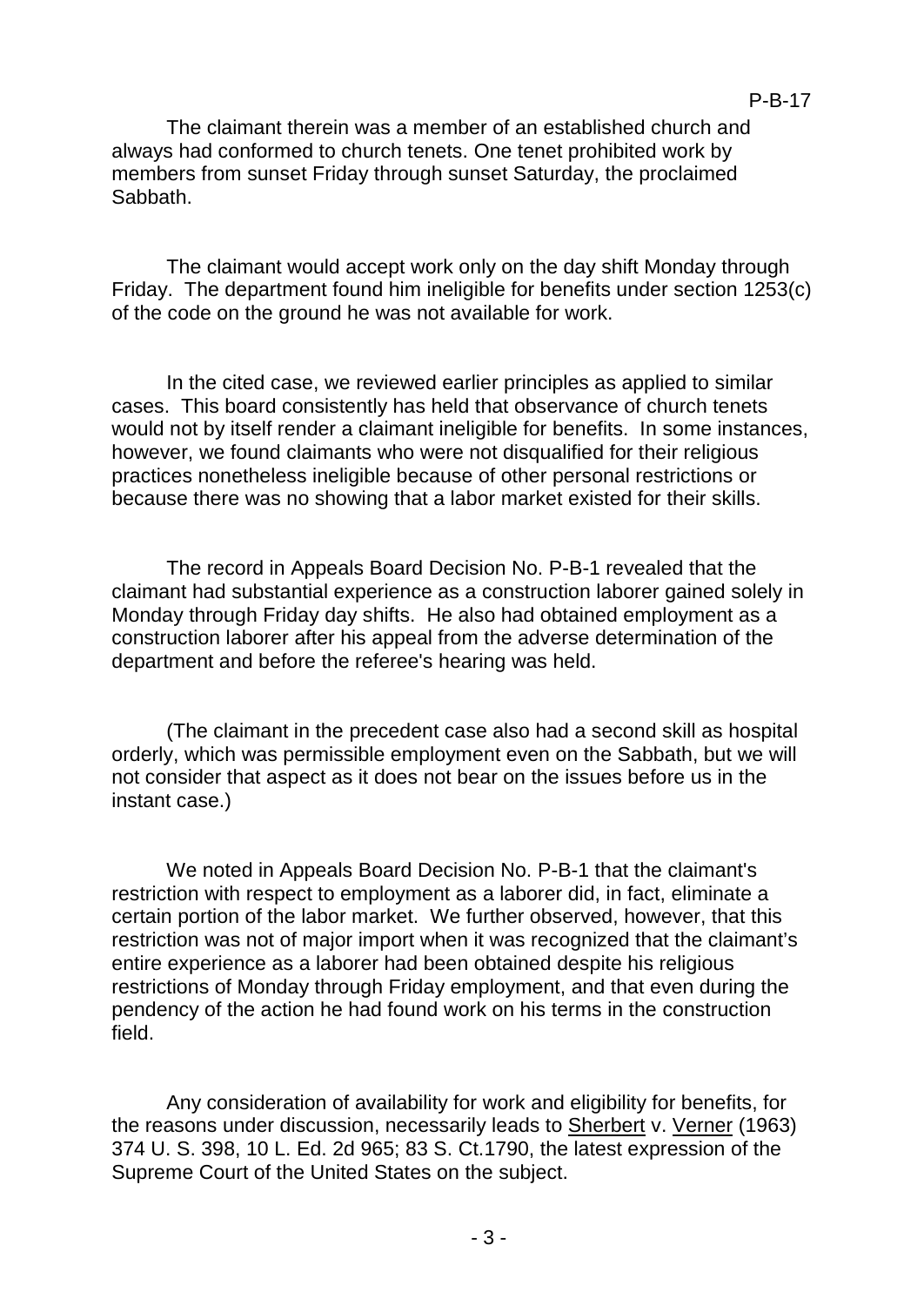The claimant therein was a member of an established church and always had conformed to church tenets. One tenet prohibited work by members from sunset Friday through sunset Saturday, the proclaimed Sabbath.

The claimant would accept work only on the day shift Monday through Friday. The department found him ineligible for benefits under section 1253(c) of the code on the ground he was not available for work.

In the cited case, we reviewed earlier principles as applied to similar cases. This board consistently has held that observance of church tenets would not by itself render a claimant ineligible for benefits. In some instances, however, we found claimants who were not disqualified for their religious practices nonetheless ineligible because of other personal restrictions or because there was no showing that a labor market existed for their skills.

The record in Appeals Board Decision No. P-B-1 revealed that the claimant had substantial experience as a construction laborer gained solely in Monday through Friday day shifts. He also had obtained employment as a construction laborer after his appeal from the adverse determination of the department and before the referee's hearing was held.

(The claimant in the precedent case also had a second skill as hospital orderly, which was permissible employment even on the Sabbath, but we will not consider that aspect as it does not bear on the issues before us in the instant case.)

We noted in Appeals Board Decision No. P-B-1 that the claimant's restriction with respect to employment as a laborer did, in fact, eliminate a certain portion of the labor market. We further observed, however, that this restriction was not of major import when it was recognized that the claimant's entire experience as a laborer had been obtained despite his religious restrictions of Monday through Friday employment, and that even during the pendency of the action he had found work on his terms in the construction field.

Any consideration of availability for work and eligibility for benefits, for the reasons under discussion, necessarily leads to Sherbert v. Verner (1963) 374 U. S. 398, 10 L. Ed. 2d 965; 83 S. Ct.1790, the latest expression of the Supreme Court of the United States on the subject.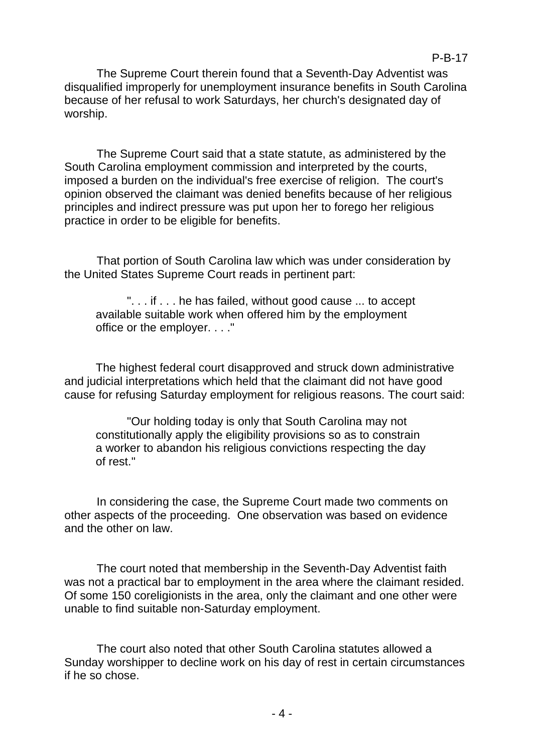The Supreme Court therein found that a Seventh-Day Adventist was disqualified improperly for unemployment insurance benefits in South Carolina because of her refusal to work Saturdays, her church's designated day of worship.

The Supreme Court said that a state statute, as administered by the South Carolina employment commission and interpreted by the courts, imposed a burden on the individual's free exercise of religion. The court's opinion observed the claimant was denied benefits because of her religious principles and indirect pressure was put upon her to forego her religious practice in order to be eligible for benefits.

That portion of South Carolina law which was under consideration by the United States Supreme Court reads in pertinent part:

> ". . . if . . . he has failed, without good cause ... to accept available suitable work when offered him by the employment office or the employer. . . ."

The highest federal court disapproved and struck down administrative and judicial interpretations which held that the claimant did not have good cause for refusing Saturday employment for religious reasons. The court said:

> "Our holding today is only that South Carolina may not constitutionally apply the eligibility provisions so as to constrain a worker to abandon his religious convictions respecting the day of rest."

In considering the case, the Supreme Court made two comments on other aspects of the proceeding. One observation was based on evidence and the other on law.

The court noted that membership in the Seventh-Day Adventist faith was not a practical bar to employment in the area where the claimant resided. Of some 150 coreligionists in the area, only the claimant and one other were unable to find suitable non-Saturday employment.

The court also noted that other South Carolina statutes allowed a Sunday worshipper to decline work on his day of rest in certain circumstances if he so chose.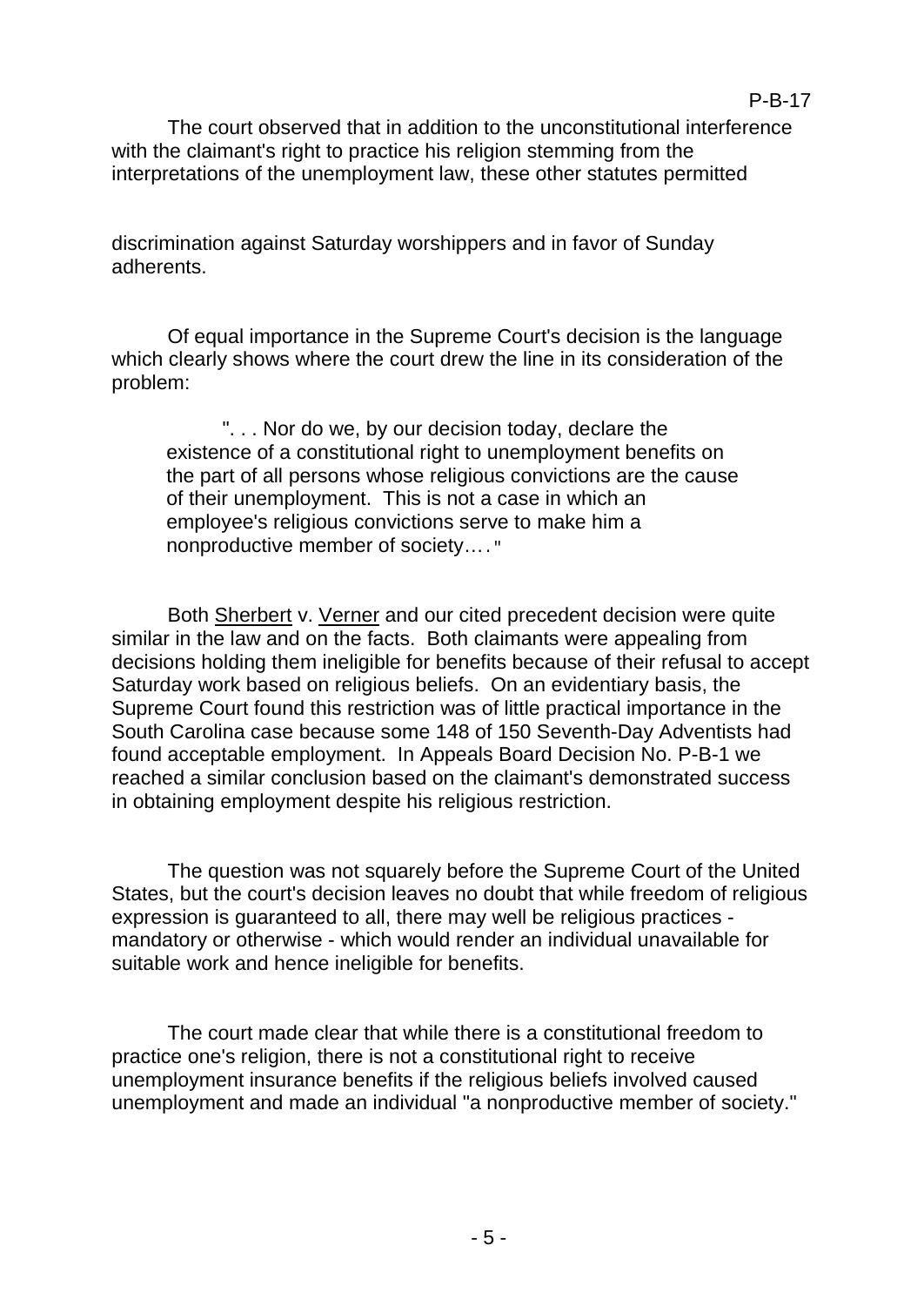The court observed that in addition to the unconstitutional interference with the claimant's right to practice his religion stemming from the interpretations of the unemployment law, these other statutes permitted

discrimination against Saturday worshippers and in favor of Sunday adherents.

Of equal importance in the Supreme Court's decision is the language which clearly shows where the court drew the line in its consideration of the problem:

> ". . . Nor do we, by our decision today, declare the existence of a constitutional right to unemployment benefits on the part of all persons whose religious convictions are the cause of their unemployment. This is not a case in which an employee's religious convictions serve to make him a nonproductive member of society. . . ."

Both Sherbert v. Verner and our cited precedent decision were quite similar in the law and on the facts. Both claimants were appealing from decisions holding them ineligible for benefits because of their refusal to accept Saturday work based on religious beliefs. On an evidentiary basis, the Supreme Court found this restriction was of little practical importance in the South Carolina case because some 148 of 150 Seventh-Day Adventists had found acceptable employment. In Appeals Board Decision No. P-B-1 we reached a similar conclusion based on the claimant's demonstrated success in obtaining employment despite his religious restriction.

The question was not squarely before the Supreme Court of the United States, but the court's decision leaves no doubt that while freedom of religious expression is guaranteed to all, there may well be religious practices - mandatory or otherwise - which would render an individual unavailable for suitable work and hence ineligible for benefits.

The court made clear that while there is a constitutional freedom to practice one's religion, there is not a constitutional right to receive unemployment insurance benefits if the religious beliefs involved caused unemployment and made an individual "a nonproductive member of society."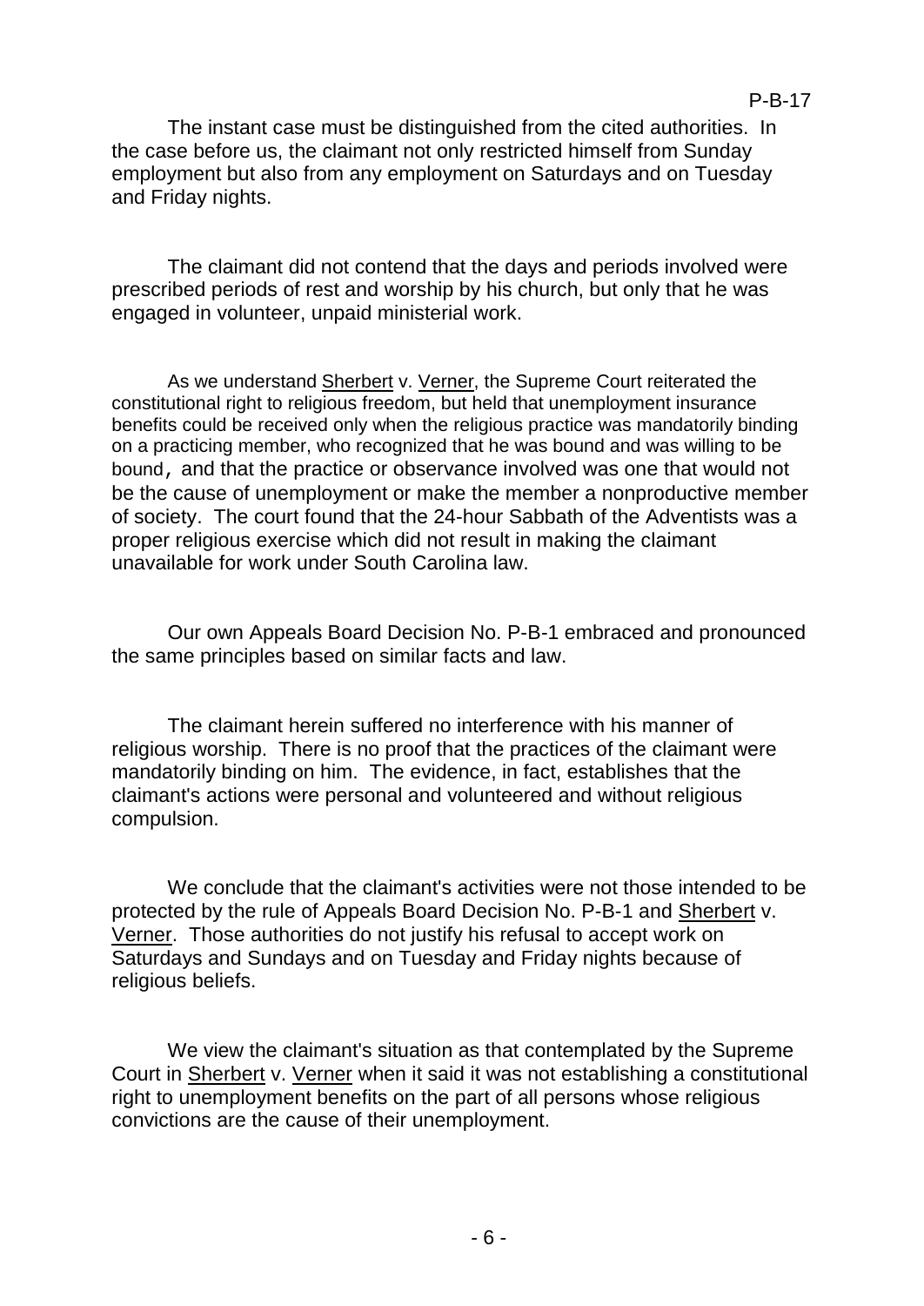The instant case must be distinguished from the cited authorities. In the case before us, the claimant not only restricted himself from Sunday employment but also from any employment on Saturdays and on Tuesday and Friday nights.

The claimant did not contend that the days and periods involved were prescribed periods of rest and worship by his church, but only that he was engaged in volunteer, unpaid ministerial work.

As we understand Sherbert v. Verner, the Supreme Court reiterated the constitutional right to religious freedom, but held that unemployment insurance benefits could be received only when the religious practice was mandatorily binding on a practicing member, who recognized that he was bound and was willing to be bound, and that the practice or observance involved was one that would not be the cause of unemployment or make the member a nonproductive member of society. The court found that the 24-hour Sabbath of the Adventists was a proper religious exercise which did not result in making the claimant unavailable for work under South Carolina law.

Our own Appeals Board Decision No. P-B-1 embraced and pronounced the same principles based on similar facts and law.

The claimant herein suffered no interference with his manner of religious worship. There is no proof that the practices of the claimant were mandatorily binding on him. The evidence, in fact, establishes that the claimant's actions were personal and volunteered and without religious compulsion.

We conclude that the claimant's activities were not those intended to be protected by the rule of Appeals Board Decision No. P-B-1 and Sherbert v. Verner. Those authorities do not justify his refusal to accept work on Saturdays and Sundays and on Tuesday and Friday nights because of religious beliefs.

We view the claimant's situation as that contemplated by the Supreme Court in Sherbert v. Verner when it said it was not establishing a constitutional right to unemployment benefits on the part of all persons whose religious convictions are the cause of their unemployment.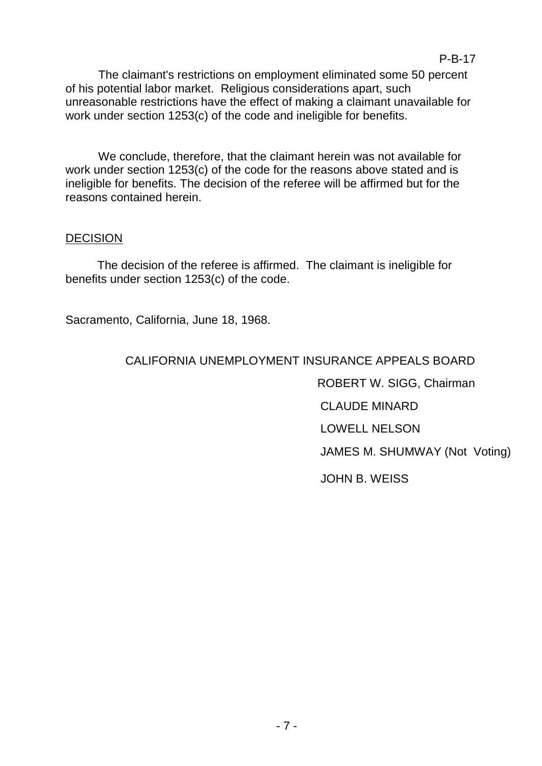The claimant's restrictions on employment eliminated some 50 percent of his potential labor market. Religious considerations apart, such unreasonable restrictions have the effect of making a claimant unavailable for work under section 1253(c) of the code and ineligible for benefits.

We conclude, therefore, that the claimant herein was not available for work under section 1253(c) of the code for the reasons above stated and is ineligible for benefits. The decision of the referee will be affirmed but for the reasons contained herein.

## DECISION

The decision of the referee is affirmed. The claimant is ineligible for benefits under section 1253(c) of the code.

Sacramento, California, June 18, 1968.

CALIFORNIA UNEMPLOYMENT INSURANCE APPEALS BOARD

ROBERT W. SIGG, Chairman

CLAUDE MINARD

LOWELL NELSON

JAMES M. SHUMWAY (Not Voting)

JOHN B. WEISS